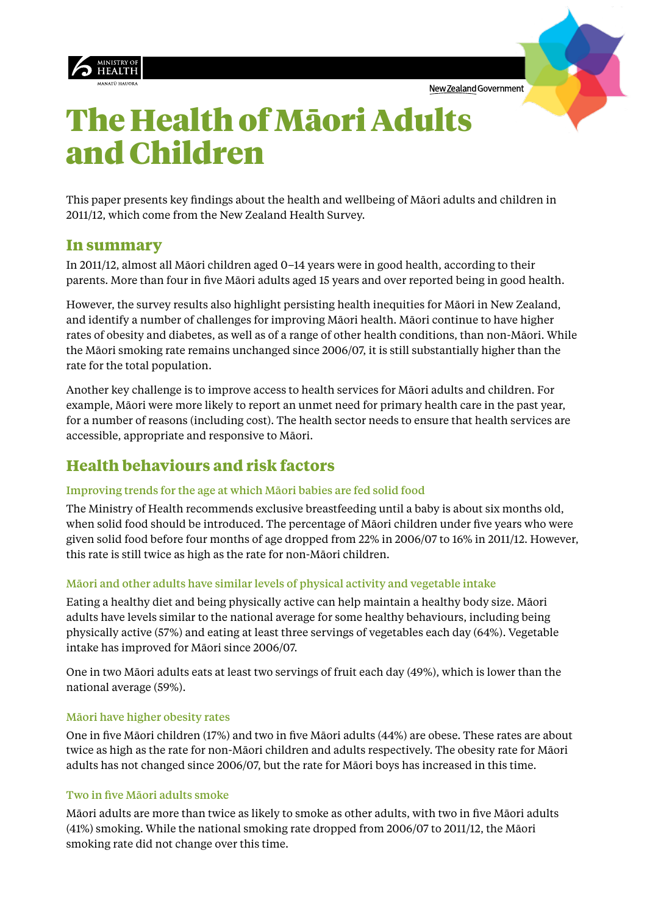# The Health of Māori Adults and Children

This paper presents key findings about the health and wellbeing of Māori adults and children in 2011/12, which come from the New Zealand Health Survey.

## In summary

In 2011/12, almost all Māori children aged 0–14 years were in good health, according to their parents. More than four in five Māori adults aged 15 years and over reported being in good health.

However, the survey results also highlight persisting health inequities for Māori in New Zealand, and identify a number of challenges for improving Māori health. Māori continue to have higher rates of obesity and diabetes, as well as of a range of other health conditions, than non-Māori. While the Māori smoking rate remains unchanged since 2006/07, it is still substantially higher than the rate for the total population.

Another key challenge is to improve access to health services for Māori adults and children. For example, Māori were more likely to report an unmet need for primary health care in the past year, for a number of reasons (including cost). The health sector needs to ensure that health services are accessible, appropriate and responsive to Māori.

## Health behaviours and risk factors

### Improving trends for the age at which Māori babies are fed solid food

The Ministry of Health recommends exclusive breastfeeding until a baby is about six months old, when solid food should be introduced. The percentage of Māori children under five years who were given solid food before four months of age dropped from 22% in 2006/07 to 16% in 2011/12. However, this rate is still twice as high as the rate for non-Māori children.

### Māori and other adults have similar levels of physical activity and vegetable intake

Eating a healthy diet and being physically active can help maintain a healthy body size. Māori adults have levels similar to the national average for some healthy behaviours, including being physically active (57%) and eating at least three servings of vegetables each day (64%). Vegetable intake has improved for Māori since 2006/07.

One in two Māori adults eats at least two servings of fruit each day (49%), which is lower than the national average (59%).

### Māori have higher obesity rates

One in five Māori children (17%) and two in five Māori adults (44%) are obese. These rates are about twice as high as the rate for non-Māori children and adults respectively. The obesity rate for Māori adults has not changed since 2006/07, but the rate for Māori boys has increased in this time.

### Two in five Māori adults smoke

Māori adults are more than twice as likely to smoke as other adults, with two in five Māori adults (41%) smoking. While the national smoking rate dropped from 2006/07 to 2011/12, the Māori smoking rate did not change over this time.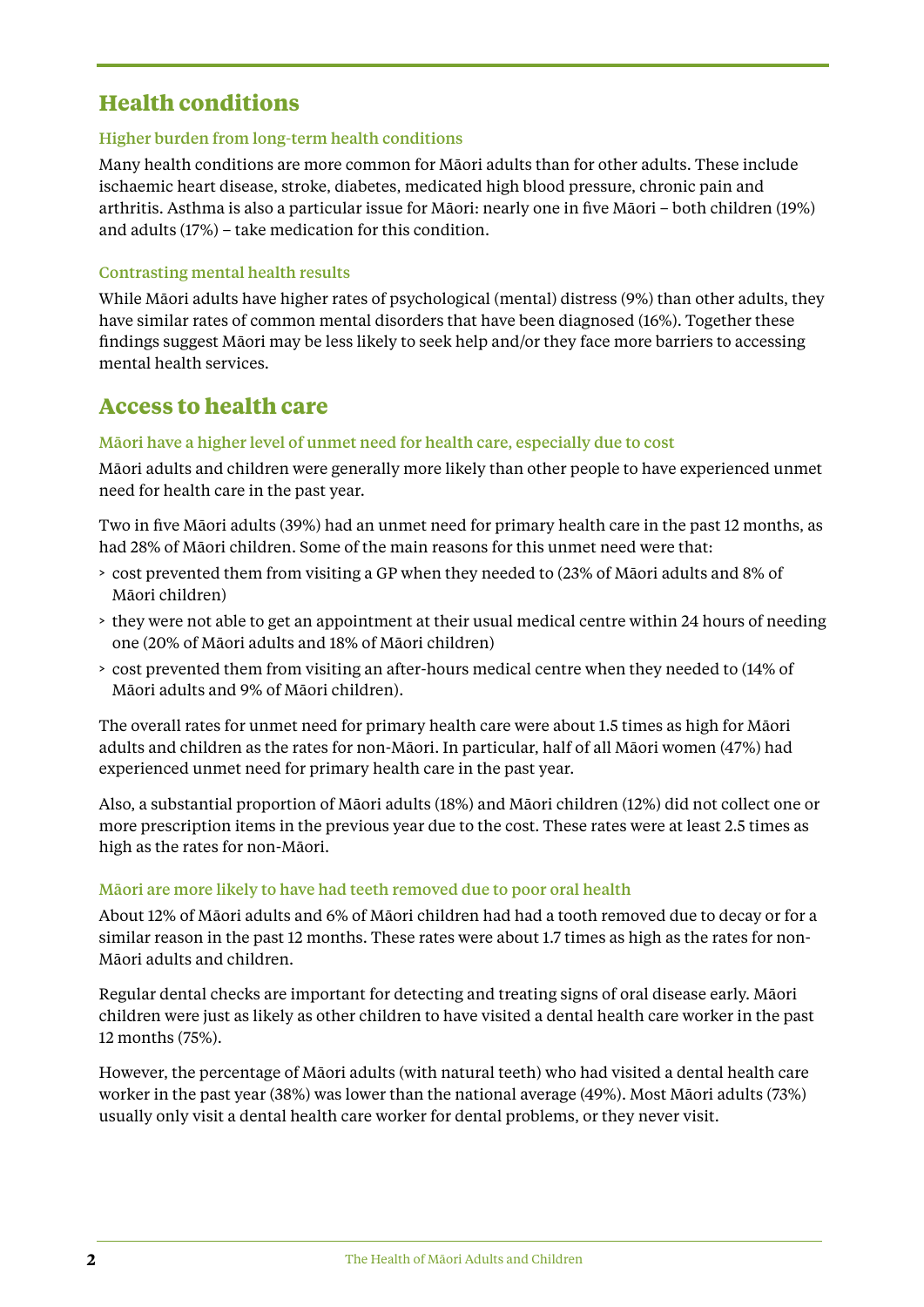## Health conditions

### Higher burden from long-term health conditions

Many health conditions are more common for Māori adults than for other adults. These include ischaemic heart disease, stroke, diabetes, medicated high blood pressure, chronic pain and arthritis. Asthma is also a particular issue for Māori: nearly one in five Māori – both children (19%) and adults (17%) – take medication for this condition.

### Contrasting mental health results

While Māori adults have higher rates of psychological (mental) distress (9%) than other adults, they have similar rates of common mental disorders that have been diagnosed (16%). Together these findings suggest Māori may be less likely to seek help and/or they face more barriers to accessing mental health services.

## Access to health care

### Māori have a higher level of unmet need for health care, especially due to cost

Māori adults and children were generally more likely than other people to have experienced unmet need for health care in the past year.

Two in five Māori adults (39%) had an unmet need for primary health care in the past 12 months, as had 28% of Māori children. Some of the main reasons for this unmet need were that:

- cost prevented them from visiting a GP when they needed to (23% of Māori adults and 8% of Māori children)
- they were not able to get an appointment at their usual medical centre within 24 hours of needing one (20% of Māori adults and 18% of Māori children)
- cost prevented them from visiting an after-hours medical centre when they needed to (14% of Māori adults and 9% of Māori children).

The overall rates for unmet need for primary health care were about 1.5 times as high for Māori adults and children as the rates for non-Māori. In particular, half of all Māori women (47%) had experienced unmet need for primary health care in the past year.

Also, a substantial proportion of Māori adults (18%) and Māori children (12%) did not collect one or more prescription items in the previous year due to the cost. These rates were at least 2.5 times as high as the rates for non-Māori.

### Māori are more likely to have had teeth removed due to poor oral health

About 12% of Māori adults and 6% of Māori children had had a tooth removed due to decay or for a similar reason in the past 12 months. These rates were about 1.7 times as high as the rates for non-Māori adults and children.

Regular dental checks are important for detecting and treating signs of oral disease early. Māori children were just as likely as other children to have visited a dental health care worker in the past 12 months (75%).

However, the percentage of Māori adults (with natural teeth) who had visited a dental health care worker in the past year (38%) was lower than the national average (49%). Most Māori adults (73%) usually only visit a dental health care worker for dental problems, or they never visit.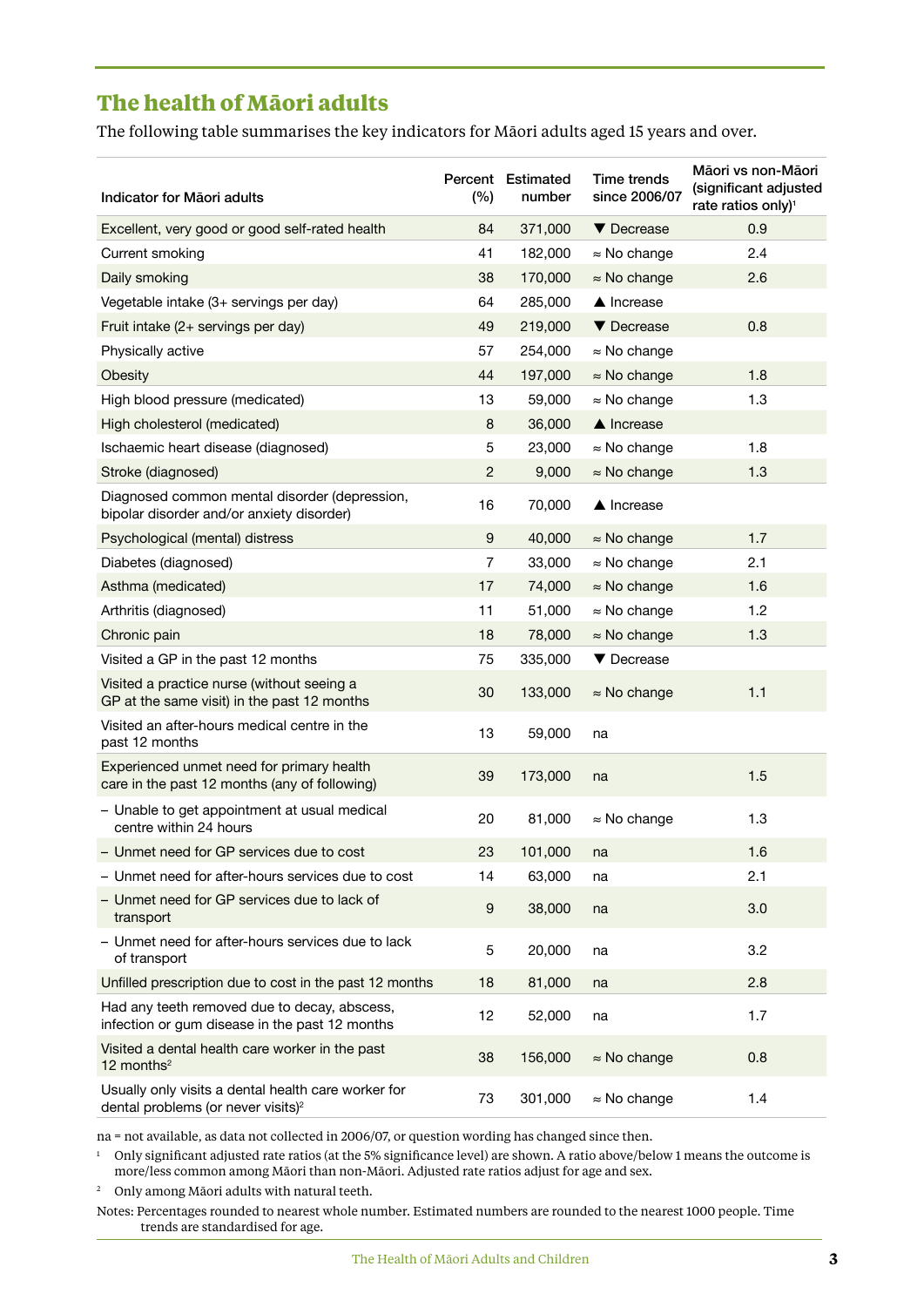## The health of Māori adults

The following table summarises the key indicators for Māori adults aged 15 years and over.

| Indicator for Māori adults | Percent (%) | Estimated number | Time trends since 2006/07 | Māori vs non-Māori (significant adjusted rate ratios only)[1] |
|---|---|---|---|---|
| Excellent, very good or good self-rated health | 84 | 371,000 | ▼ Decrease | 0.9 |
| Current smoking | 41 | 182,000 | ≈ No change | 2.4 |
| Daily smoking | 38 | 170,000 | ≈ No change | 2.6 |
| Vegetable intake (3+ servings per day) | 64 | 285,000 | ▲ Increase | |
| Fruit intake (2+ servings per day) | 49 | 219,000 | ▼ Decrease | 0.8 |
| Physically active | 57 | 254,000 | ≈ No change | |
| Obesity | 44 | 197,000 | ≈ No change | 1.8 |
| High blood pressure (medicated) | 13 | 59,000 | ≈ No change | 1.3 |
| High cholesterol (medicated) | 8 | 36,000 | ▲ Increase | |
| Ischaemic heart disease (diagnosed) | 5 | 23,000 | ≈ No change | 1.8 |
| Stroke (diagnosed) | 2 | 9,000 | ≈ No change | 1.3 |
| Diagnosed common mental disorder (depression, bipolar disorder and/or anxiety disorder) | 16 | 70,000 | ▲ Increase | |
| Psychological (mental) distress | 9 | 40,000 | ≈ No change | 1.7 |
| Diabetes (diagnosed) | 7 | 33,000 | ≈ No change | 2.1 |
| Asthma (medicated) | 17 | 74,000 | ≈ No change | 1.6 |
| Arthritis (diagnosed) | 11 | 51,000 | ≈ No change | 1.2 |
| Chronic pain | 18 | 78,000 | ≈ No change | 1.3 |
| Visited a GP in the past 12 months | 75 | 335,000 | ▼ Decrease | |
| Visited a practice nurse (without seeing a GP at the same visit) in the past 12 months | 30 | 133,000 | ≈ No change | 1.1 |
| Visited an after-hours medical centre in the past 12 months | 13 | 59,000 | na | |
| Experienced unmet need for primary health care in the past 12 months (any of following) | 39 | 173,000 | na | 1.5 |
| – Unable to get appointment at usual medical centre within 24 hours | 20 | 81,000 | ≈ No change | 1.3 |
| – Unmet need for GP services due to cost | 23 | 101,000 | na | 1.6 |
| – Unmet need for after-hours services due to cost | 14 | 63,000 | na | 2.1 |
| – Unmet need for GP services due to lack of transport | 9 | 38,000 | na | 3.0 |
| – Unmet need for after-hours services due to lack of transport | 5 | 20,000 | na | 3.2 |
| Unfilled prescription due to cost in the past 12 months | 18 | 81,000 | na | 2.8 |
| Had any teeth removed due to decay, abscess, infection or gum disease in the past 12 months | 12 | 52,000 | na | 1.7 |
| Visited a dental health care worker in the past 12 months[2] | 38 | 156,000 | ≈ No change | 0.8 |
| Usually only visits a dental health care worker for dental problems (or never visits)[2] | 73 | 301,000 | ≈ No change | 1.4 |

na = not available, as data not collected in 2006/07, or question wording has changed since then.

[1] Only significant adjusted rate ratios (at the 5% significance level) are shown. A ratio above/below 1 means the outcome is more/less common among Māori than non-Māori. Adjusted rate ratios adjust for age and sex.

[2] Only among Māori adults with natural teeth.

Notes: Percentages rounded to nearest whole number. Estimated numbers are rounded to the nearest 1000 people. Time trends are standardised for age.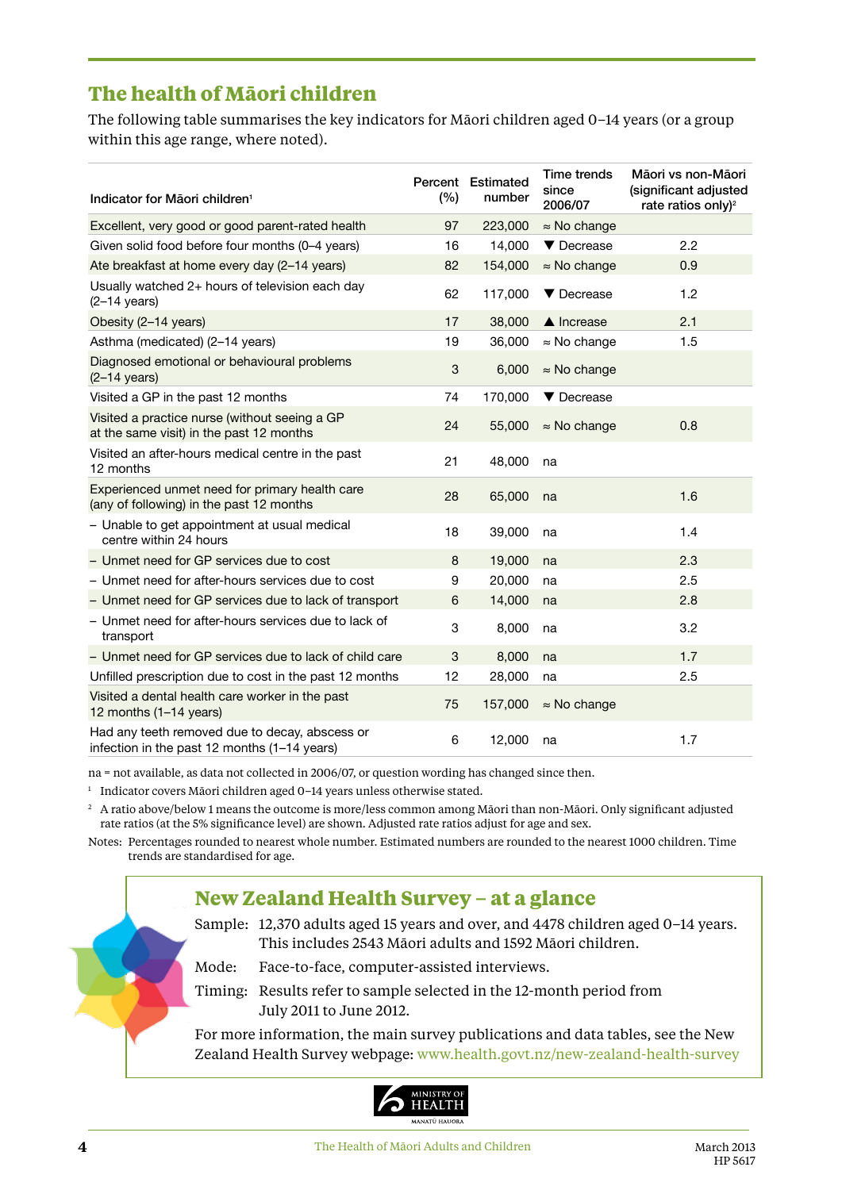## The health of Māori children

The following table summarises the key indicators for Māori children aged 0–14 years (or a group within this age range, where noted).

| Indicator for Māori children[1] | Percent (%) | Estimated number | Time trends since 2006/07 | Māori vs non-Māori (significant adjusted rate ratios only)[2] |
|---|---|---|---|---|
| Excellent, very good or good parent-rated health | 97 | 223,000 | ≈ No change | |
| Given solid food before four months (0–4 years) | 16 | 14,000 | ▼ Decrease | 2.2 |
| Ate breakfast at home every day (2–14 years) | 82 | 154,000 | ≈ No change | 0.9 |
| Usually watched 2+ hours of television each day (2–14 years) | 62 | 117,000 | ▼ Decrease | 1.2 |
| Obesity (2–14 years) | 17 | 38,000 | ▲ Increase | 2.1 |
| Asthma (medicated) (2–14 years) | 19 | 36,000 | ≈ No change | 1.5 |
| Diagnosed emotional or behavioural problems (2–14 years) | 3 | 6,000 | ≈ No change | |
| Visited a GP in the past 12 months | 74 | 170,000 | ▼ Decrease | |
| Visited a practice nurse (without seeing a GP at the same visit) in the past 12 months | 24 | 55,000 | ≈ No change | 0.8 |
| Visited an after-hours medical centre in the past 12 months | 21 | 48,000 | na | |
| Experienced unmet need for primary health care (any of following) in the past 12 months | 28 | 65,000 | na | 1.6 |
| – Unable to get appointment at usual medical centre within 24 hours | 18 | 39,000 | na | 1.4 |
| – Unmet need for GP services due to cost | 8 | 19,000 | na | 2.3 |
| – Unmet need for after-hours services due to cost | 9 | 20,000 | na | 2.5 |
| – Unmet need for GP services due to lack of transport | 6 | 14,000 | na | 2.8 |
| – Unmet need for after-hours services due to lack of transport | 3 | 8,000 | na | 3.2 |
| – Unmet need for GP services due to lack of child care | 3 | 8,000 | na | 1.7 |
| Unfilled prescription due to cost in the past 12 months | 12 | 28,000 | na | 2.5 |
| Visited a dental health care worker in the past 12 months (1–14 years) | 75 | 157,000 | ≈ No change | |
| Had any teeth removed due to decay, abscess or infection in the past 12 months (1–14 years) | 6 | 12,000 | na | 1.7 |

na = not available, as data not collected in 2006/07, or question wording has changed since then.

[1] Indicator covers Māori children aged 0–14 years unless otherwise stated.

[2] A ratio above/below 1 means the outcome is more/less common among Māori than non-Māori. Only significant adjusted rate ratios (at the 5% significance level) are shown. Adjusted rate ratios adjust for age and sex.

Notes: Percentages rounded to nearest whole number. Estimated numbers are rounded to the nearest 1000 children. Time trends are standardised for age.

## New Zealand Health Survey – at a glance

Sample: 12,370 adults aged 15 years and over, and 4478 children aged 0–14 years. This includes 2543 Māori adults and 1592 Māori children.

Mode: Face-to-face, computer-assisted interviews.

Timing: Results refer to sample selected in the 12-month period from July 2011 to June 2012.

For more information, the main survey publications and data tables, see the New Zealand Health Survey webpage: www.health.govt.nz/new-zealand-health-survey

March 2013
HP 5617